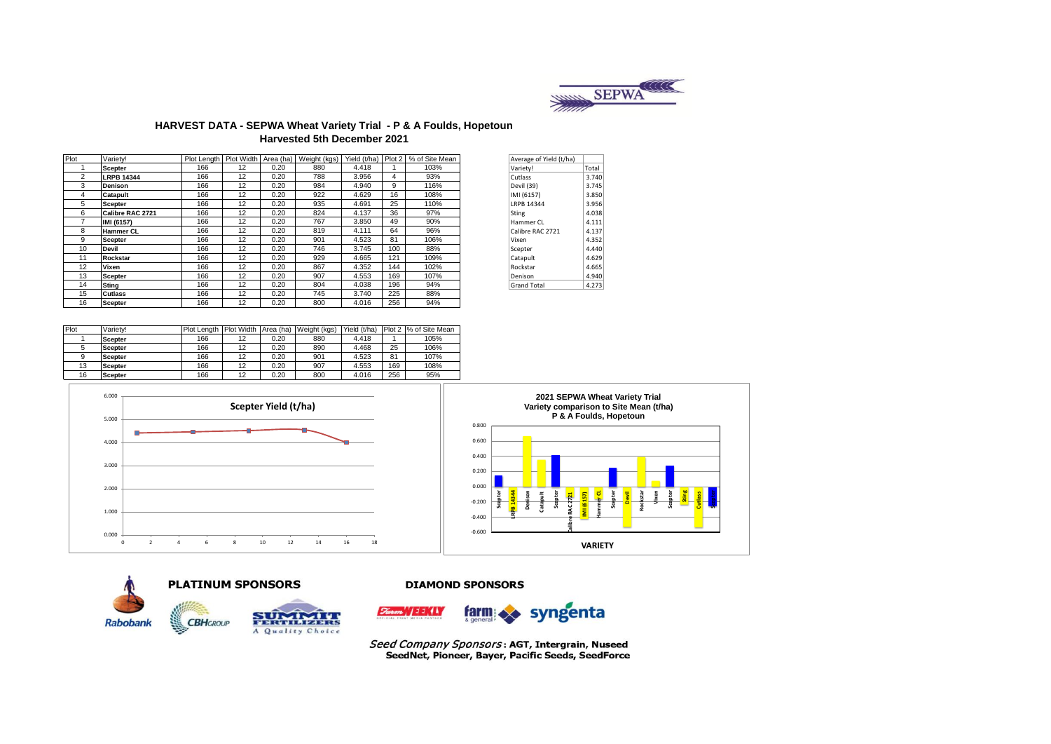SEPWA

# HARVEST DATA - SEPWA Wheat Variety Trial - P & A Foulds, Hopetoun

## Harvested 5th December 2021

| Plot | Variety! | Plot Length | Plot Width | Area (ha) | Weight (kgs) | Yield (t/ha) | Plot 2 | % of Site Mean |
|---|---|---|---|---|---|---|---|---|
| 1 | **Scepter** | 166 | 12 | 0.20 | 880 | 4.418 | 1 | 103% |
| 2 | **LRPB 14344** | 166 | 12 | 0.20 | 788 | 3.956 | 4 | 93% |
| 3 | **Denison** | 166 | 12 | 0.20 | 984 | 4.940 | 9 | 116% |
| 4 | **Catapult** | 166 | 12 | 0.20 | 922 | 4.629 | 16 | 108% |
| 5 | **Scepter** | 166 | 12 | 0.20 | 935 | 4.691 | 25 | 110% |
| 6 | **Calibre RAC 2721** | 166 | 12 | 0.20 | 824 | 4.137 | 36 | 97% |
| 7 | **IMI (6157)** | 166 | 12 | 0.20 | 767 | 3.850 | 49 | 90% |
| 8 | **Hammer CL** | 166 | 12 | 0.20 | 819 | 4.111 | 64 | 96% |
| 9 | **Scepter** | 166 | 12 | 0.20 | 901 | 4.523 | 81 | 106% |
| 10 | **Devil** | 166 | 12 | 0.20 | 746 | 3.745 | 100 | 88% |
| 11 | **Rockstar** | 166 | 12 | 0.20 | 929 | 4.665 | 121 | 109% |
| 12 | **Vixen** | 166 | 12 | 0.20 | 867 | 4.352 | 144 | 102% |
| 13 | **Scepter** | 166 | 12 | 0.20 | 907 | 4.553 | 169 | 107% |
| 14 | **Sting** | 166 | 12 | 0.20 | 804 | 4.038 | 196 | 94% |
| 15 | **Cutlass** | 166 | 12 | 0.20 | 745 | 3.740 | 225 | 88% |
| 16 | **Scepter** | 166 | 12 | 0.20 | 800 | 4.016 | 256 | 94% |

| Average of Yield (t/ha) | |
|---|---|
| Variety! | Total |
| Cutlass | 3.740 |
| Devil (39) | 3.745 |
| IMI (6157) | 3.850 |
| LRPB 14344 | 3.956 |
| Sting | 4.038 |
| Hammer CL | 4.111 |
| Calibre RAC 2721 | 4.137 |
| Vixen | 4.352 |
| Scepter | 4.440 |
| Catapult | 4.629 |
| Rockstar | 4.665 |
| Denison | 4.940 |
| Grand Total | 4.273 |

| Plot | Variety! | Plot Length | Plot Width | Area (ha) | Weight (kgs) | Yield (t/ha) | Plot 2 | % of Site Mean |
|---|---|---|---|---|---|---|---|---|
| 1 | **Scepter** | 166 | 12 | 0.20 | 880 | 4.418 | 1 | 105% |
| 5 | **Scepter** | 166 | 12 | 0.20 | 890 | 4.468 | 25 | 106% |
| 9 | **Scepter** | 166 | 12 | 0.20 | 901 | 4.523 | 81 | 107% |
| 13 | **Scepter** | 166 | 12 | 0.20 | 907 | 4.553 | 169 | 108% |
| 16 | **Scepter** | 166 | 12 | 0.20 | 800 | 4.016 | 256 | 95% |

**Scepter Yield (t/ha)**

**2021 SEPWA Wheat Variety Trial**
**Variety comparison to Site Mean (t/ha)**
**P & A Foulds, Hopetoun**

**VARIETY**

**PLATINUM SPONSORS**

Rabobank, CBH Group, Summit Fertilizers – A Quality Choice

**DIAMOND SPONSORS**

Farm Weekly, farm & general, syngenta

*Seed Company Sponsors*: **AGT, Intergrain, Nuseed SeedNet, Pioneer, Bayer, Pacific Seeds, SeedForce**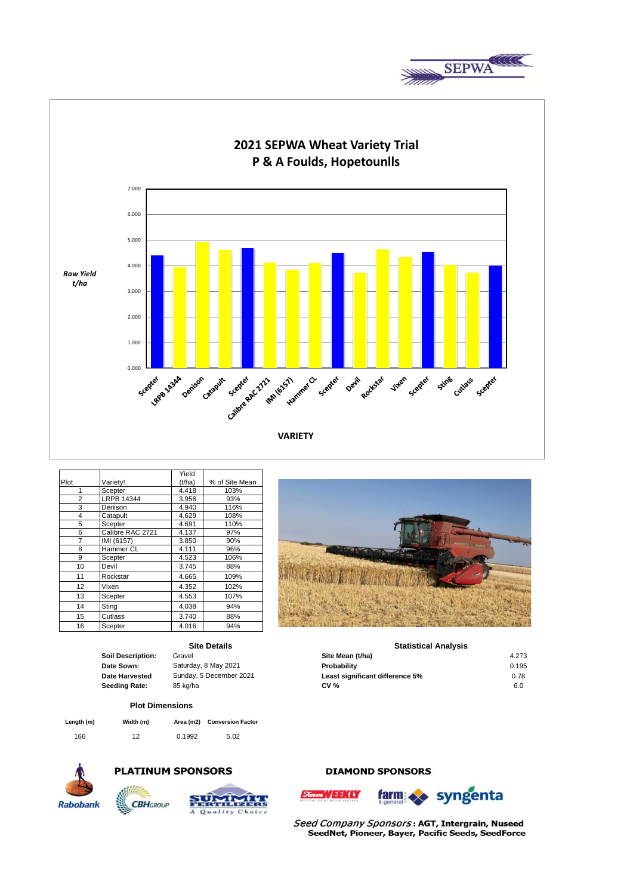## 2021 SEPWA Wheat Variety Trial
## P & A Foulds, Hopetounlls

Raw Yield t/ha

VARIETY

| Plot | Variety! | Yield (t/ha) | % of Site Mean |
|---|---|---|---|
| 1 | Scepter | 4.418 | 103% |
| 2 | LRPB 14344 | 3.956 | 93% |
| 3 | Denison | 4.940 | 116% |
| 4 | Catapult | 4.629 | 108% |
| 5 | Scepter | 4.691 | 110% |
| 6 | Calibre RAC 2721 | 4.137 | 97% |
| 7 | IMI (6157) | 3.850 | 90% |
| 8 | Hammer CL | 4.111 | 96% |
| 9 | Scepter | 4.523 | 106% |
| 10 | Devil | 3.745 | 88% |
| 11 | Rockstar | 4.665 | 109% |
| 12 | Vixen | 4.352 | 102% |
| 13 | Scepter | 4.553 | 107% |
| 14 | Sting | 4.038 | 94% |
| 15 | Cutlass | 3.740 | 88% |
| 16 | Scepter | 4.016 | 94% |

### Site Details

| | |
|---|---|
| **Soil Description:** | Gravel |
| **Date Sown:** | Saturday, 8 May 2021 |
| **Date Harvested** | Sunday, 5 December 2021 |
| **Seeding Rate:** | 85 kg/ha |

### Statistical Analysis

| | |
|---|---|
| **Site Mean (t/ha)** | 4.273 |
| **Probability** | 0.195 |
| **Least significant difference 5%** | 0.78 |
| **CV %** | 6.0 |

### Plot Dimensions

| Length (m) | Width (m) | Area (m2) | Conversion Factor |
|---|---|---|---|
| 166 | 12 | 0.1992 | 5.02 |

**PLATINUM SPONSORS**

**DIAMOND SPONSORS**

*Seed Company Sponsors*: **AGT, Intergrain, Nuseed SeedNet, Pioneer, Bayer, Pacific Seeds, SeedForce**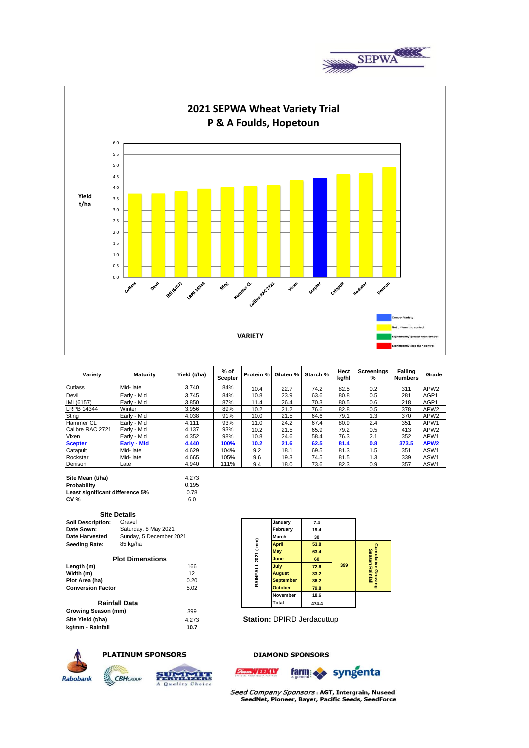SEPWA

# 2021 SEPWA Wheat Variety Trial
## P & A Foulds, Hopetoun

Yield t/ha

6.0
5.5
5.0
4.5
4.0
3.5
3.0
2.5
2.0
1.5
1.0
0.5
0.0

Cutlass
Devil
IMI (6157)
LRPB 14344
Sting
Hammer CL
Calibre RAC 2721
Vixen
Scepter
Catapult
Rockstar
Denison

VARIETY

Control Variety
Not different to control
Significantly greater than control
Significantly less than control

| Variety | Maturity | Yield (t/ha) | % of Scepter | Protein % | Gluten % | Starch % | Hect kg/hl | Screenings % | Falling Numbers | Grade |
|---|---|---|---|---|---|---|---|---|---|---|
| Cutlass | Mid- late | 3.740 | 84% | 10.4 | 22.7 | 74.2 | 82.5 | 0.2 | 311 | APW2 |
| Devil | Early - Mid | 3.745 | 84% | 10.8 | 23.9 | 63.6 | 80.8 | 0.5 | 281 | AGP1 |
| IMI (6157) | Early - Mid | 3.850 | 87% | 11.4 | 26.4 | 70.3 | 80.5 | 0.6 | 218 | AGP1 |
| LRPB 14344 | Winter | 3.956 | 89% | 10.2 | 21.2 | 76.6 | 82.8 | 0.5 | 378 | APW2 |
| Sting | Early - Mid | 4.038 | 91% | 10.0 | 21.5 | 64.6 | 79.1 | 1.3 | 370 | APW2 |
| Hammer CL | Early - Mid | 4.111 | 93% | 11.0 | 24.2 | 67.4 | 80.9 | 2.4 | 351 | APW1 |
| Calibre RAC 2721 | Early - Mid | 4.137 | 93% | 10.2 | 21.5 | 65.9 | 79.2 | 0.5 | 413 | APW2 |
| Vixen | Early - Mid | 4.352 | 98% | 10.8 | 24.6 | 58.4 | 76.3 | 2.1 | 352 | APW1 |
| **Scepter** | **Early - Mid** | **4.440** | **100%** | **10.2** | **21.6** | **62.5** | **81.4** | **0.8** | **373.5** | **APW2** |
| Catapult | Mid- late | 4.629 | 104% | 9.2 | 18.1 | 69.5 | 81.3 | 1.5 | 351 | ASW1 |
| Rockstar | Mid- late | 4.665 | 105% | 9.6 | 19.3 | 74.5 | 81.5 | 1.3 | 339 | ASW1 |
| Denison | Late | 4.940 | 111% | 9.4 | 18.0 | 73.6 | 82.3 | 0.9 | 357 | ASW1 |

| | |
|---|---|
| **Site Mean (t/ha)** | 4.273 |
| **Probability** | 0.195 |
| **Least significant difference 5%** | 0.78 |
| **CV %** | 6.0 |

### Site Details

| | |
|---|---|
| **Soil Description:** | Gravel |
| **Date Sown:** | Saturday, 8 May 2021 |
| **Date Harvested** | Sunday, 5 December 2021 |
| **Seeding Rate:** | 85 kg/ha |

### Plot Dimenstions

| | |
|---|---|
| **Length (m)** | 166 |
| **Width (m)** | 12 |
| **Plot Area (ha)** | 0.20 |
| **Conversion Factor** | 5.02 |

### Rainfall Data

| | |
|---|---|
| **Growing Season (mm)** | 399 |
| **Site Yield (t/ha)** | 4.273 |
| **kg/mm - Rainfall** | **10.7** |

RAINFALL 2021 ( mm)

| Month | mm | Cumulative Growing Season Rainfall |
|---|---|---|
| January | 7.4 | |
| February | 19.4 | |
| March | 30 | |
| April | 53.8 | 399 |
| May | 63.4 | |
| June | 60 | |
| July | 72.6 | |
| August | 33.2 | |
| September | 36.2 | |
| October | 79.8 | |
| November | 18.6 | |
| Total | 474.4 | |

**Station:** DPIRD Jerdacuttup

**PLATINUM SPONSORS**

Rabobank, CBH Group, Summit Fertilizers – A Quality Choice

**DIAMOND SPONSORS**

Farm Weekly, farm & general, syngenta

*Seed Company Sponsors* : **AGT, Intergrain, Nuseed SeedNet, Pioneer, Bayer, Pacific Seeds, SeedForce**